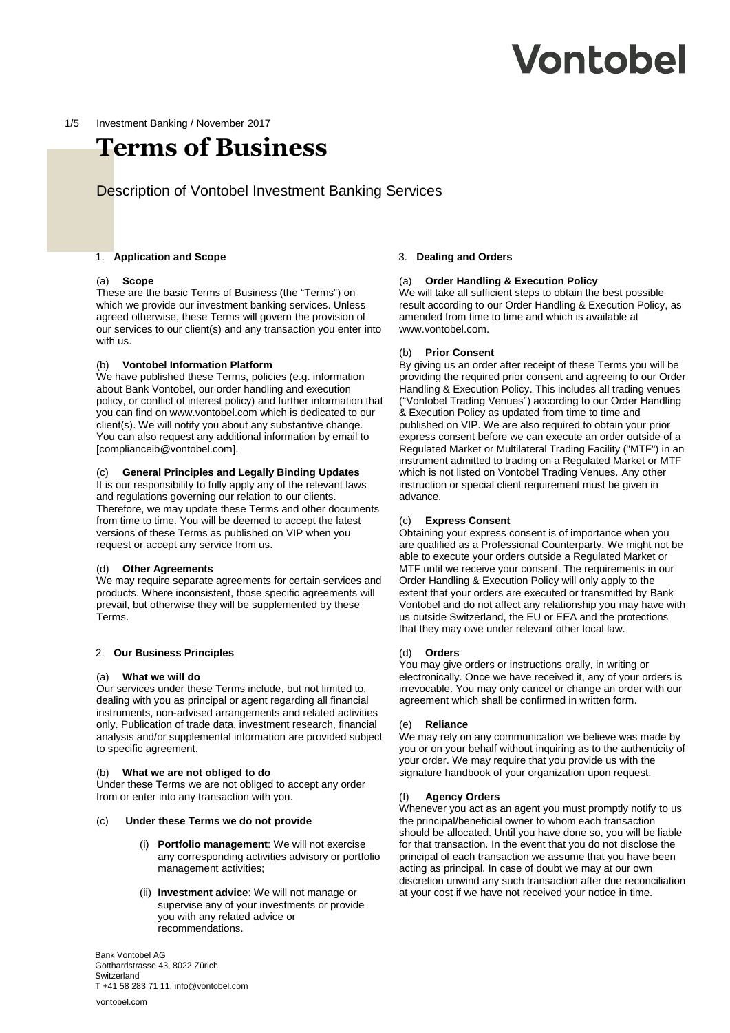Investment Banking / November 2017

# Terms of Business

Description of Vontobel Investment Banking Services

## 1. Application and Scope

### (a) Scope

These are the basic Terms of Business (the "Terms") on which we provide our investment banking services. Unless agreed otherwise, these Terms will govern the provision of our services to our client(s) and any transaction you enter into with us.

### (b) Vontobel Information Platform

We have published these Terms, policies (e.g. information about Bank Vontobel, our order handling and execution policy, or conflict of interest policy) and further information that you can find on www.vontobel.com which is dedicated to our client(s). We will notify you about any substantive change. You can also request any additional information by email to [complianceib@vontobel.com].

### (c) General Principles and Legally Binding Updates

It is our responsibility to fully apply any of the relevant laws and regulations governing our relation to our clients. Therefore, we may update these Terms and other documents from time to time. You will be deemed to accept the latest versions of these Terms as published on VIP when you request or accept any service from us.

### (d) Other Agreements

We may require separate agreements for certain services and products. Where inconsistent, those specific agreements will prevail, but otherwise they will be supplemented by these Terms.

## 2. Our Business Principles

### (a) What we will do

Our services under these Terms include, but not limited to, dealing with you as principal or agent regarding all financial instruments, non-advised arrangements and related activities only. Publication of trade data, investment research, financial analysis and/or supplemental information are provided subject to specific agreement.

### (b) What we are not obliged to do

Under these Terms we are not obliged to accept any order from or enter into any transaction with you.

### (c) Under these Terms we do not provide

- (i) **Portfolio management**: We will not exercise any corresponding activities advisory or portfolio management activities;
- (ii) **Investment advice**: We will not manage or supervise any of your investments or provide you with any related advice or recommendations.

## 3. Dealing and Orders

### (a) Order Handling & Execution Policy

We will take all sufficient steps to obtain the best possible result according to our Order Handling & Execution Policy, as amended from time to time and which is available at www.vontobel.com.

### (b) Prior Consent

By giving us an order after receipt of these Terms you will be providing the required prior consent and agreeing to our Order Handling & Execution Policy. This includes all trading venues ("Vontobel Trading Venues") according to our Order Handling & Execution Policy as updated from time to time and published on VIP. We are also required to obtain your prior express consent before we can execute an order outside of a Regulated Market or Multilateral Trading Facility ("MTF") in an instrument admitted to trading on a Regulated Market or MTF which is not listed on Vontobel Trading Venues. Any other instruction or special client requirement must be given in advance.

### (c) Express Consent

Obtaining your express consent is of importance when you are qualified as a Professional Counterparty. We might not be able to execute your orders outside a Regulated Market or MTF until we receive your consent. The requirements in our Order Handling & Execution Policy will only apply to the extent that your orders are executed or transmitted by Bank Vontobel and do not affect any relationship you may have with us outside Switzerland, the EU or EEA and the protections that they may owe under relevant other local law.

### (d) Orders

You may give orders or instructions orally, in writing or electronically. Once we have received it, any of your orders is irrevocable. You may only cancel or change an order with our agreement which shall be confirmed in written form.

### (e) Reliance

We may rely on any communication we believe was made by you or on your behalf without inquiring as to the authenticity of your order. We may require that you provide us with the signature handbook of your organization upon request.

### (f) Agency Orders

Whenever you act as an agent you must promptly notify to us the principal/beneficial owner to whom each transaction should be allocated. Until you have done so, you will be liable for that transaction. In the event that you do not disclose the principal of each transaction we assume that you have been acting as principal. In case of doubt we may at our own discretion unwind any such transaction after due reconciliation at your cost if we have not received your notice in time.

Bank Vontobel AG
Gotthardstrasse 43, 8022 Zürich
Switzerland
T +41 58 283 71 11, info@vontobel.com

vontobel.com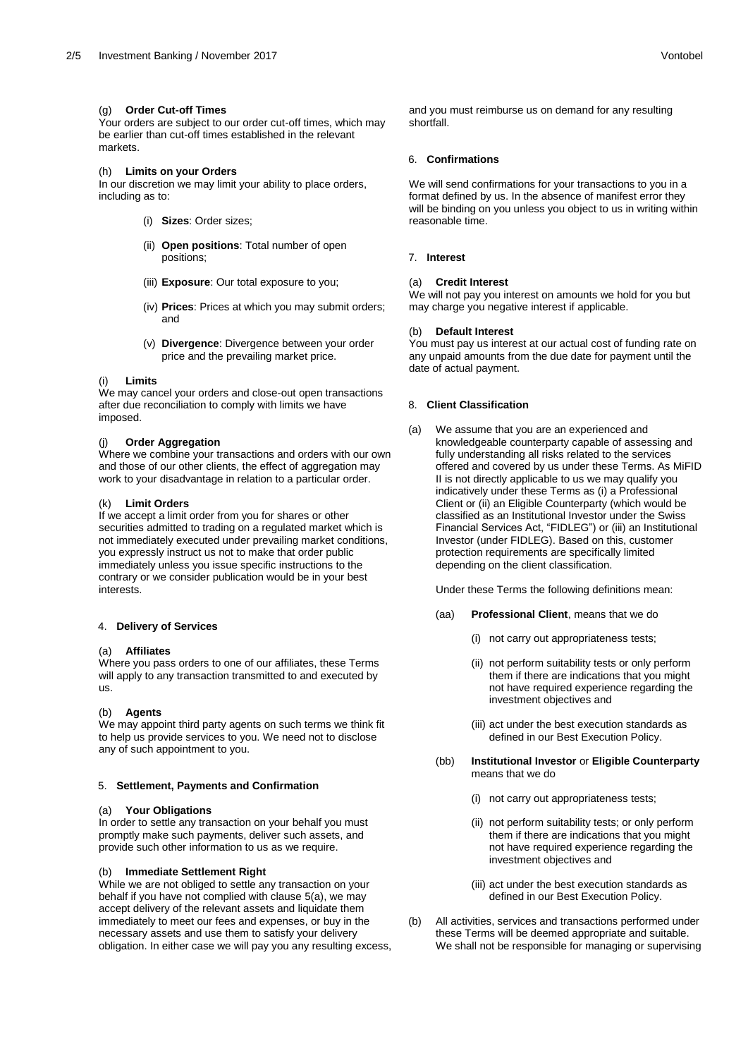(g) **Order Cut-off Times**
Your orders are subject to our order cut-off times, which may be earlier than cut-off times established in the relevant markets.

(h) **Limits on your Orders**
In our discretion we may limit your ability to place orders, including as to:

(i) **Sizes**: Order sizes;

(ii) **Open positions**: Total number of open positions;

(iii) **Exposure**: Our total exposure to you;

(iv) **Prices**: Prices at which you may submit orders; and

(v) **Divergence**: Divergence between your order price and the prevailing market price.

(i) **Limits**
We may cancel your orders and close-out open transactions after due reconciliation to comply with limits we have imposed.

(j) **Order Aggregation**
Where we combine your transactions and orders with our own and those of our other clients, the effect of aggregation may work to your disadvantage in relation to a particular order.

(k) **Limit Orders**
If we accept a limit order from you for shares or other securities admitted to trading on a regulated market which is not immediately executed under prevailing market conditions, you expressly instruct us not to make that order public immediately unless you issue specific instructions to the contrary or we consider publication would be in your best interests.

## 4. Delivery of Services

(a) **Affiliates**
Where you pass orders to one of our affiliates, these Terms will apply to any transaction transmitted to and executed by us.

(b) **Agents**
We may appoint third party agents on such terms we think fit to help us provide services to you. We need not to disclose any of such appointment to you.

## 5. Settlement, Payments and Confirmation

(a) **Your Obligations**
In order to settle any transaction on your behalf you must promptly make such payments, deliver such assets, and provide such other information to us as we require.

(b) **Immediate Settlement Right**
While we are not obliged to settle any transaction on your behalf if you have not complied with clause 5(a), we may accept delivery of the relevant assets and liquidate them immediately to meet our fees and expenses, or buy in the necessary assets and use them to satisfy your delivery obligation. In either case we will pay you any resulting excess, and you must reimburse us on demand for any resulting shortfall.

## 6. Confirmations

We will send confirmations for your transactions to you in a format defined by us. In the absence of manifest error they will be binding on you unless you object to us in writing within reasonable time.

## 7. Interest

(a) **Credit Interest**
We will not pay you interest on amounts we hold for you but may charge you negative interest if applicable.

(b) **Default Interest**
You must pay us interest at our actual cost of funding rate on any unpaid amounts from the due date for payment until the date of actual payment.

## 8. Client Classification

(a) We assume that you are an experienced and knowledgeable counterparty capable of assessing and fully understanding all risks related to the services offered and covered by us under these Terms. As MiFID II is not directly applicable to us we may qualify you indicatively under these Terms as (i) a Professional Client or (ii) an Eligible Counterparty (which would be classified as an Institutional Investor under the Swiss Financial Services Act, "FIDLEG") or (iii) an Institutional Investor (under FIDLEG). Based on this, customer protection requirements are specifically limited depending on the client classification.

Under these Terms the following definitions mean:

(aa) **Professional Client**, means that we do

(i) not carry out appropriateness tests;

(ii) not perform suitability tests or only perform them if there are indications that you might not have required experience regarding the investment objectives and

(iii) act under the best execution standards as defined in our Best Execution Policy.

(bb) **Institutional Investor** or **Eligible Counterparty** means that we do

(i) not carry out appropriateness tests;

(ii) not perform suitability tests; or only perform them if there are indications that you might not have required experience regarding the investment objectives and

(iii) act under the best execution standards as defined in our Best Execution Policy.

(b) All activities, services and transactions performed under these Terms will be deemed appropriate and suitable. We shall not be responsible for managing or supervising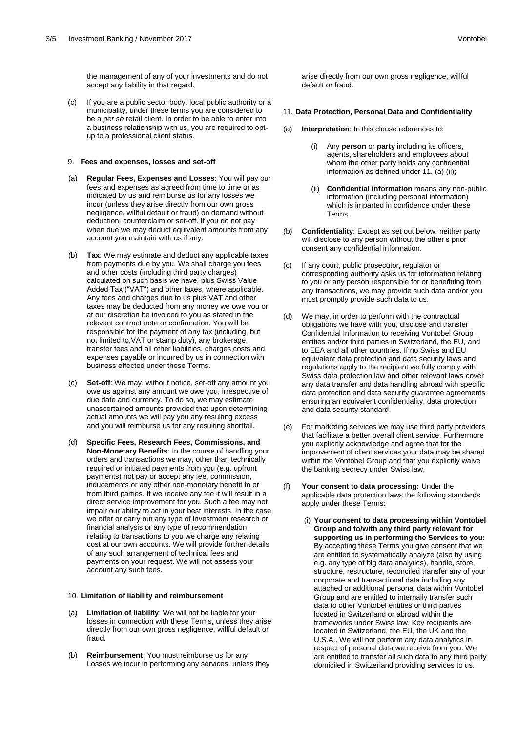the management of any of your investments and do not accept any liability in that regard.

(c) If you are a public sector body, local public authority or a municipality, under these terms you are considered to be a *per se* retail client. In order to be able to enter into a business relationship with us, you are required to opt-up to a professional client status.

## 9. Fees and expenses, losses and set-off

(a) **Regular Fees, Expenses and Losses**: You will pay our fees and expenses as agreed from time to time or as indicated by us and reimburse us for any losses we incur (unless they arise directly from our own gross negligence, willful default or fraud) on demand without deduction, counterclaim or set-off. If you do not pay when due we may deduct equivalent amounts from any account you maintain with us if any.

(b) **Tax**: We may estimate and deduct any applicable taxes from payments due by you. We shall charge you fees and other costs (including third party charges) calculated on such basis we have, plus Swiss Value Added Tax ("VAT") and other taxes, where applicable. Any fees and charges due to us plus VAT and other taxes may be deducted from any money we owe you or at our discretion be invoiced to you as stated in the relevant contract note or confirmation. You will be responsible for the payment of any tax (including, but not limited to,VAT or stamp duty), any brokerage, transfer fees and all other liabilities, charges,costs and expenses payable or incurred by us in connection with business effected under these Terms.

(c) **Set-off**: We may, without notice, set-off any amount you owe us against any amount we owe you, irrespective of due date and currency. To do so, we may estimate unascertained amounts provided that upon determining actual amounts we will pay you any resulting excess and you will reimburse us for any resulting shortfall.

(d) **Specific Fees, Research Fees, Commissions, and Non-Monetary Benefits**: In the course of handling your orders and transactions we may, other than technically required or initiated payments from you (e.g. upfront payments) not pay or accept any fee, commission, inducements or any other non-monetary benefit to or from third parties. If we receive any fee it will result in a direct service improvement for you. Such a fee may not impair our ability to act in your best interests. In the case we offer or carry out any type of investment research or financial analysis or any type of recommendation relating to transactions to you we charge any relating cost at our own accounts. We will provide further details of any such arrangement of technical fees and payments on your request. We will not assess your account any such fees.

## 10. Limitation of liability and reimbursement

(a) **Limitation of liability**: We will not be liable for your losses in connection with these Terms, unless they arise directly from our own gross negligence, willful default or fraud.

(b) **Reimbursement**: You must reimburse us for any Losses we incur in performing any services, unless they arise directly from our own gross negligence, willful default or fraud.

## 11. Data Protection, Personal Data and Confidentiality

(a) **Interpretation**: In this clause references to:

(i) Any **person** or **party** including its officers, agents, shareholders and employees about whom the other party holds any confidential information as defined under 11. (a) (ii);

(ii) **Confidential information** means any non-public information (including personal information) which is imparted in confidence under these Terms.

(b) **Confidentiality**: Except as set out below, neither party will disclose to any person without the other's prior consent any confidential information.

(c) If any court, public prosecutor, regulator or corresponding authority asks us for information relating to you or any person responsible for or benefitting from any transactions, we may provide such data and/or you must promptly provide such data to us.

(d) We may, in order to perform with the contractual obligations we have with you, disclose and transfer Confidential Information to receiving Vontobel Group entities and/or third parties in Switzerland, the EU, and to EEA and all other countries. If no Swiss and EU equivalent data protection and data security laws and regulations apply to the recipient we fully comply with Swiss data protection law and other relevant laws cover any data transfer and data handling abroad with specific data protection and data security guarantee agreements ensuring an equivalent confidentiality, data protection and data security standard.

(e) For marketing services we may use third party providers that facilitate a better overall client service. Furthermore you explicitly acknowledge and agree that for the improvement of client services your data may be shared within the Vontobel Group and that you explicitly waive the banking secrecy under Swiss law.

(f) **Your consent to data processing:** Under the applicable data protection laws the following standards apply under these Terms:

(i) **Your consent to data processing within Vontobel Group and to/with any third party relevant for supporting us in performing the Services to you:** By accepting these Terms you give consent that we are entitled to systematically analyze (also by using e.g. any type of big data analytics), handle, store, structure, restructure, reconciled transfer any of your corporate and transactional data including any attached or additional personal data within Vontobel Group and are entitled to internally transfer such data to other Vontobel entities or third parties located in Switzerland or abroad within the frameworks under Swiss law. Key recipients are located in Switzerland, the EU, the UK and the U.S.A.. We will not perform any data analytics in respect of personal data we receive from you. We are entitled to transfer all such data to any third party domiciled in Switzerland providing services to us.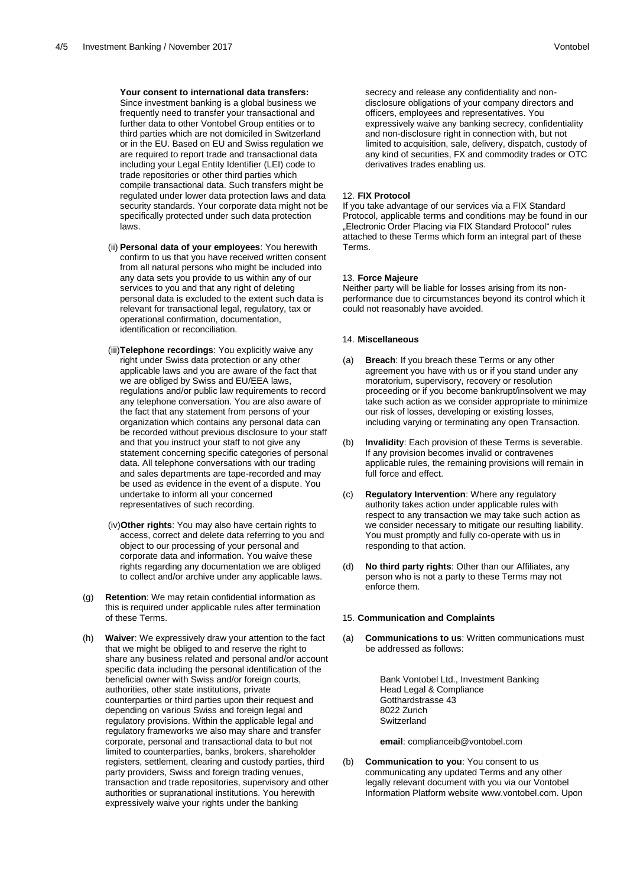**Your consent to international data transfers:** Since investment banking is a global business we frequently need to transfer your transactional and further data to other Vontobel Group entities or to third parties which are not domiciled in Switzerland or in the EU. Based on EU and Swiss regulation we are required to report trade and transactional data including your Legal Entity Identifier (LEI) code to trade repositories or other third parties which compile transactional data. Such transfers might be regulated under lower data protection laws and data security standards. Your corporate data might not be specifically protected under such data protection laws.

(ii) **Personal data of your employees**: You herewith confirm to us that you have received written consent from all natural persons who might be included into any data sets you provide to us within any of our services to you and that any right of deleting personal data is excluded to the extent such data is relevant for transactional legal, regulatory, tax or operational confirmation, documentation, identification or reconciliation.

(iii) **Telephone recordings**: You explicitly waive any right under Swiss data protection or any other applicable laws and you are aware of the fact that we are obliged by Swiss and EU/EEA laws, regulations and/or public law requirements to record any telephone conversation. You are also aware of the fact that any statement from persons of your organization which contains any personal data can be recorded without previous disclosure to your staff and that you instruct your staff to not give any statement concerning specific categories of personal data. All telephone conversations with our trading and sales departments are tape-recorded and may be used as evidence in the event of a dispute. You undertake to inform all your concerned representatives of such recording.

(iv) **Other rights**: You may also have certain rights to access, correct and delete data referring to you and object to our processing of your personal and corporate data and information. You waive these rights regarding any documentation we are obliged to collect and/or archive under any applicable laws.

(g) **Retention**: We may retain confidential information as this is required under applicable rules after termination of these Terms.

(h) **Waiver**: We expressively draw your attention to the fact that we might be obliged to and reserve the right to share any business related and personal and/or account specific data including the personal identification of the beneficial owner with Swiss and/or foreign courts, authorities, other state institutions, private counterparties or third parties upon their request and depending on various Swiss and foreign legal and regulatory provisions. Within the applicable legal and regulatory frameworks we also may share and transfer corporate, personal and transactional data to but not limited to counterparties, banks, brokers, shareholder registers, settlement, clearing and custody parties, third party providers, Swiss and foreign trading venues, transaction and trade repositories, supervisory and other authorities or supranational institutions. You herewith expressively waive your rights under the banking secrecy and release any confidentiality and non-disclosure obligations of your company directors and officers, employees and representatives. You expressively waive any banking secrecy, confidentiality and non-disclosure right in connection with, but not limited to acquisition, sale, delivery, dispatch, custody of any kind of securities, FX and commodity trades or OTC derivatives trades enabling us.

## 12. FIX Protocol

If you take advantage of our services via a FIX Standard Protocol, applicable terms and conditions may be found in our „Electronic Order Placing via FIX Standard Protocol" rules attached to these Terms which form an integral part of these Terms.

## 13. Force Majeure

Neither party will be liable for losses arising from its non-performance due to circumstances beyond its control which it could not reasonably have avoided.

## 14. Miscellaneous

(a) **Breach**: If you breach these Terms or any other agreement you have with us or if you stand under any moratorium, supervisory, recovery or resolution proceeding or if you become bankrupt/insolvent we may take such action as we consider appropriate to minimize our risk of losses, developing or existing losses, including varying or terminating any open Transaction.

(b) **Invalidity**: Each provision of these Terms is severable. If any provision becomes invalid or contravenes applicable rules, the remaining provisions will remain in full force and effect.

(c) **Regulatory Intervention**: Where any regulatory authority takes action under applicable rules with respect to any transaction we may take such action as we consider necessary to mitigate our resulting liability. You must promptly and fully co-operate with us in responding to that action.

(d) **No third party rights**: Other than our Affiliates, any person who is not a party to these Terms may not enforce them.

## 15. Communication and Complaints

(a) **Communications to us**: Written communications must be addressed as follows:

Bank Vontobel Ltd., Investment Banking
Head Legal & Compliance
Gotthardstrasse 43
8022 Zurich
Switzerland

**email**: complianceib@vontobel.com

(b) **Communication to you**: You consent to us communicating any updated Terms and any other legally relevant document with you via our Vontobel Information Platform website www.vontobel.com. Upon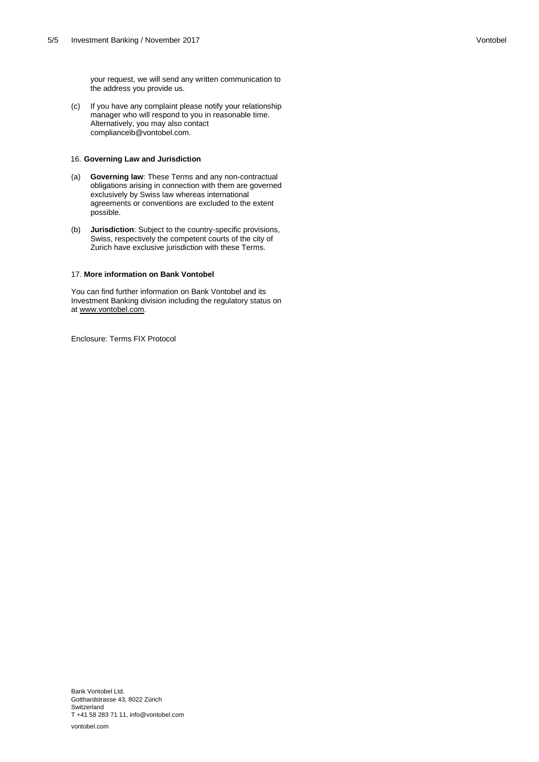your request, we will send any written communication to the address you provide us.

(c) If you have any complaint please notify your relationship manager who will respond to you in reasonable time. Alternatively, you may also contact complianceib@vontobel.com.

## 16. Governing Law and Jurisdiction

(a) **Governing law**: These Terms and any non-contractual obligations arising in connection with them are governed exclusively by Swiss law whereas international agreements or conventions are excluded to the extent possible.

(b) **Jurisdiction**: Subject to the country-specific provisions, Swiss, respectively the competent courts of the city of Zurich have exclusive jurisdiction with these Terms.

## 17. More information on Bank Vontobel

You can find further information on Bank Vontobel and its Investment Banking division including the regulatory status on at www.vontobel.com.

Enclosure: Terms FIX Protocol

Bank Vontobel Ltd.
Gotthardstrasse 43, 8022 Zürich
Switzerland
T +41 58 283 71 11, info@vontobel.com

vontobel.com